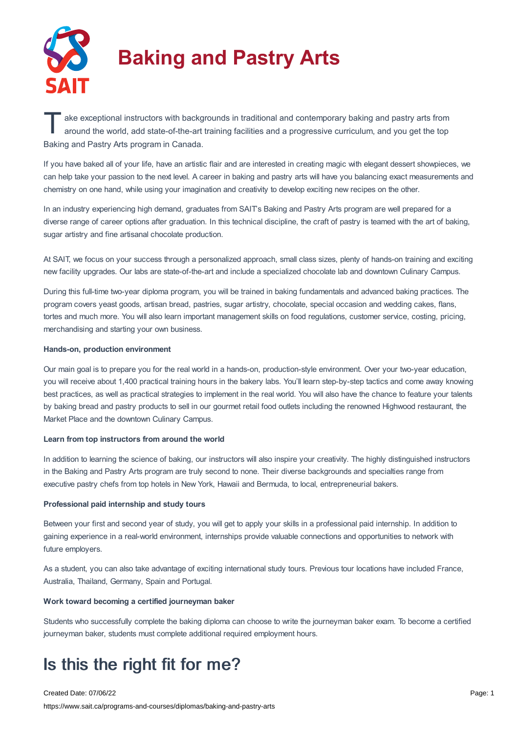# Baking and Pastry Arts

Take exceptional instructors with backgrounds in traditional and contemporary baking and pastry arts from around the world, add state-of-the-art training facilities and a progressive curriculum, and you get the top Baking and Pastry Arts program in Canada.

If you have baked all of your life, have an artistic flair and are interested in creating magic with elegant dessert showpieces, we can help take your passion to the next level. A career in baking and pastry arts will have you balancing exact measurements and chemistry on one hand, while using your imagination and creativity to develop exciting new recipes on the other.

In an industry experiencing high demand, graduates from SAIT's Baking and Pastry Arts program are well prepared for a diverse range of career options after graduation. In this technical discipline, the craft of pastry is teamed with the art of baking, sugar artistry and fine artisanal chocolate production.

At SAIT, we focus on your success through a personalized approach, small class sizes, plenty of hands-on training and exciting new facility upgrades. Our labs are state-of-the-art and include a specialized chocolate lab and downtown Culinary Campus.

During this full-time two-year diploma program, you will be trained in baking fundamentals and advanced baking practices. The program covers yeast goods, artisan bread, pastries, sugar artistry, chocolate, special occasion and wedding cakes, flans, tortes and much more. You will also learn important management skills on food regulations, customer service, costing, pricing, merchandising and starting your own business.

**Hands-on, production environment**

Our main goal is to prepare you for the real world in a hands-on, production-style environment. Over your two-year education, you will receive about 1,400 practical training hours in the bakery labs. You'll learn step-by-step tactics and come away knowing best practices, as well as practical strategies to implement in the real world. You will also have the chance to feature your talents by baking bread and pastry products to sell in our gourmet retail food outlets including the renowned Highwood restaurant, the Market Place and the downtown Culinary Campus.

**Learn from top instructors from around the world**

In addition to learning the science of baking, our instructors will also inspire your creativity. The highly distinguished instructors in the Baking and Pastry Arts program are truly second to none. Their diverse backgrounds and specialties range from executive pastry chefs from top hotels in New York, Hawaii and Bermuda, to local, entrepreneurial bakers.

**Professional paid internship and study tours**

Between your first and second year of study, you will get to apply your skills in a professional paid internship. In addition to gaining experience in a real-world environment, internships provide valuable connections and opportunities to network with future employers.

As a student, you can also take advantage of exciting international study tours. Previous tour locations have included France, Australia, Thailand, Germany, Spain and Portugal.

**Work toward becoming a certified journeyman baker**

Students who successfully complete the baking diploma can choose to write the journeyman baker exam. To become a certified journeyman baker, students must complete additional required employment hours.

## Is this the right fit for me?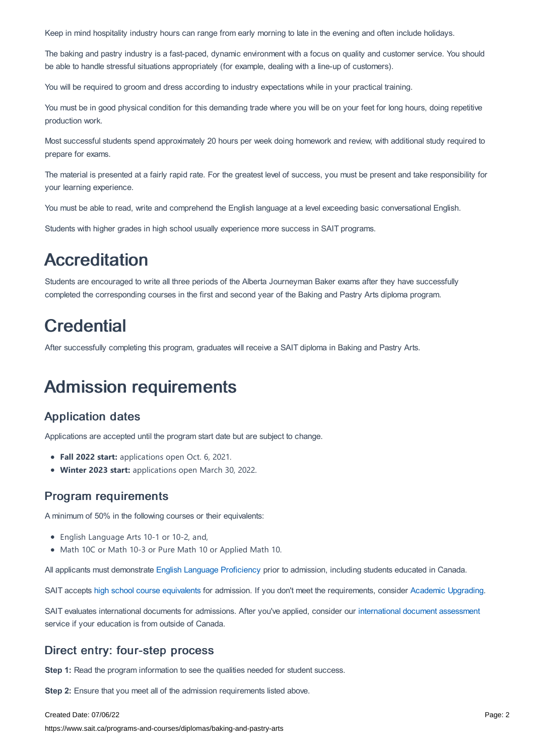Keep in mind hospitality industry hours can range from early morning to late in the evening and often include holidays.

The baking and pastry industry is a fast-paced, dynamic environment with a focus on quality and customer service. You should be able to handle stressful situations appropriately (for example, dealing with a line-up of customers).

You will be required to groom and dress according to industry expectations while in your practical training.

You must be in good physical condition for this demanding trade where you will be on your feet for long hours, doing repetitive production work.

Most successful students spend approximately 20 hours per week doing homework and review, with additional study required to prepare for exams.

The material is presented at a fairly rapid rate. For the greatest level of success, you must be present and take responsibility for your learning experience.

You must be able to read, write and comprehend the English language at a level exceeding basic conversational English.

Students with higher grades in high school usually experience more success in SAIT programs.

# Accreditation

Students are encouraged to write all three periods of the Alberta Journeyman Baker exams after they have successfully completed the corresponding courses in the first and second year of the Baking and Pastry Arts diploma program.

# Credential

After successfully completing this program, graduates will receive a SAIT diploma in Baking and Pastry Arts.

# Admission requirements

## Application dates

Applications are accepted until the program start date but are subject to change.

- **Fall 2022 start:** applications open Oct. 6, 2021.
- **Winter 2023 start:** applications open March 30, 2022.

## Program requirements

A minimum of 50% in the following courses or their equivalents:

- English Language Arts 10-1 or 10-2, and,
- Math 10C or Math 10-3 or Pure Math 10 or Applied Math 10.

All applicants must demonstrate English Language Proficiency prior to admission, including students educated in Canada.

SAIT accepts high school course equivalents for admission. If you don't meet the requirements, consider Academic Upgrading.

SAIT evaluates international documents for admissions. After you've applied, consider our international document assessment service if your education is from outside of Canada.

## Direct entry: four-step process

**Step 1:** Read the program information to see the qualities needed for student success.

**Step 2:** Ensure that you meet all of the admission requirements listed above.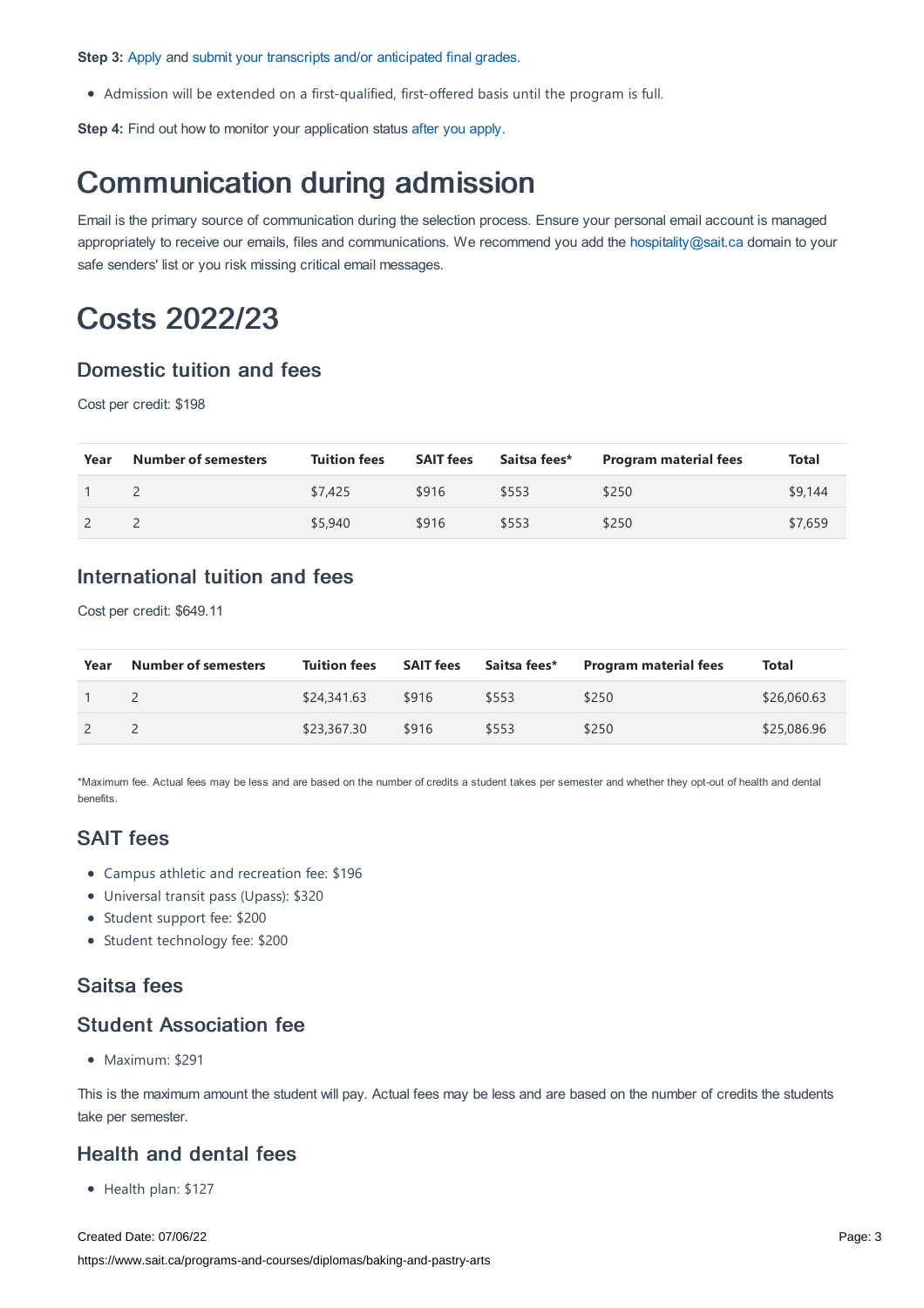**Step 3:** Apply and submit your transcripts and/or anticipated final grades.

- Admission will be extended on a first-qualified, first-offered basis until the program is full.

**Step 4:** Find out how to monitor your application status after you apply.

# Communication during admission

Email is the primary source of communication during the selection process. Ensure your personal email account is managed appropriately to receive our emails, files and communications. We recommend you add the hospitality@sait.ca domain to your safe senders' list or you risk missing critical email messages.

# Costs 2022/23

## Domestic tuition and fees

Cost per credit: $198

| Year | Number of semesters | Tuition fees | SAIT fees | Saitsa fees* | Program material fees | Total |
|---|---|---|---|---|---|---|
| 1 | 2 | $7,425 | $916 | $553 | $250 | $9,144 |
| 2 | 2 | $5,940 | $916 | $553 | $250 | $7,659 |

## International tuition and fees

Cost per credit: $649.11

| Year | Number of semesters | Tuition fees | SAIT fees | Saitsa fees* | Program material fees | Total |
|---|---|---|---|---|---|---|
| 1 | 2 | $24,341.63 | $916 | $553 | $250 | $26,060.63 |
| 2 | 2 | $23,367.30 | $916 | $553 | $250 | $25,086.96 |

*Maximum fee. Actual fees may be less and are based on the number of credits a student takes per semester and whether they opt-out of health and dental benefits.

## SAIT fees

- Campus athletic and recreation fee: $196
- Universal transit pass (Upass): $320
- Student support fee: $200
- Student technology fee: $200

## Saitsa fees

## Student Association fee

- Maximum: $291

This is the maximum amount the student will pay. Actual fees may be less and are based on the number of credits the students take per semester.

## Health and dental fees

- Health plan: $127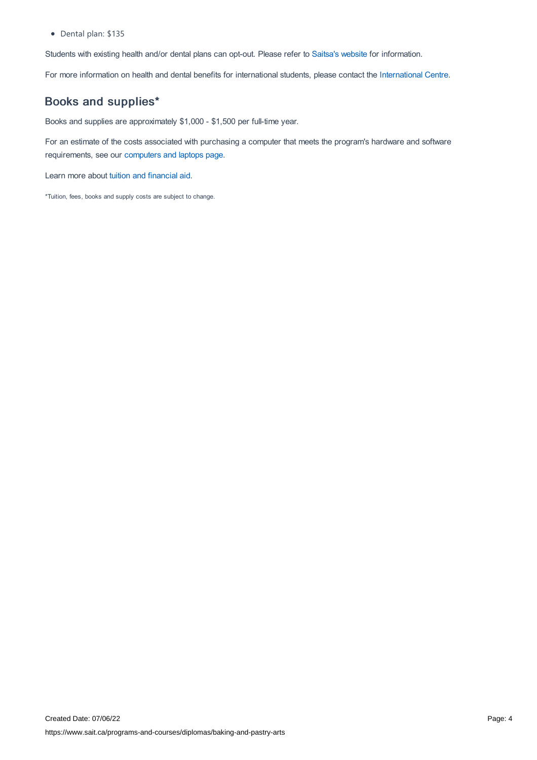- Dental plan: $135

Students with existing health and/or dental plans can opt-out. Please refer to Saitsa's website for information.

For more information on health and dental benefits for international students, please contact the International Centre.

## Books and supplies*

Books and supplies are approximately $1,000 - $1,500 per full-time year.

For an estimate of the costs associated with purchasing a computer that meets the program's hardware and software requirements, see our computers and laptops page.

Learn more about tuition and financial aid.

*Tuition, fees, books and supply costs are subject to change.